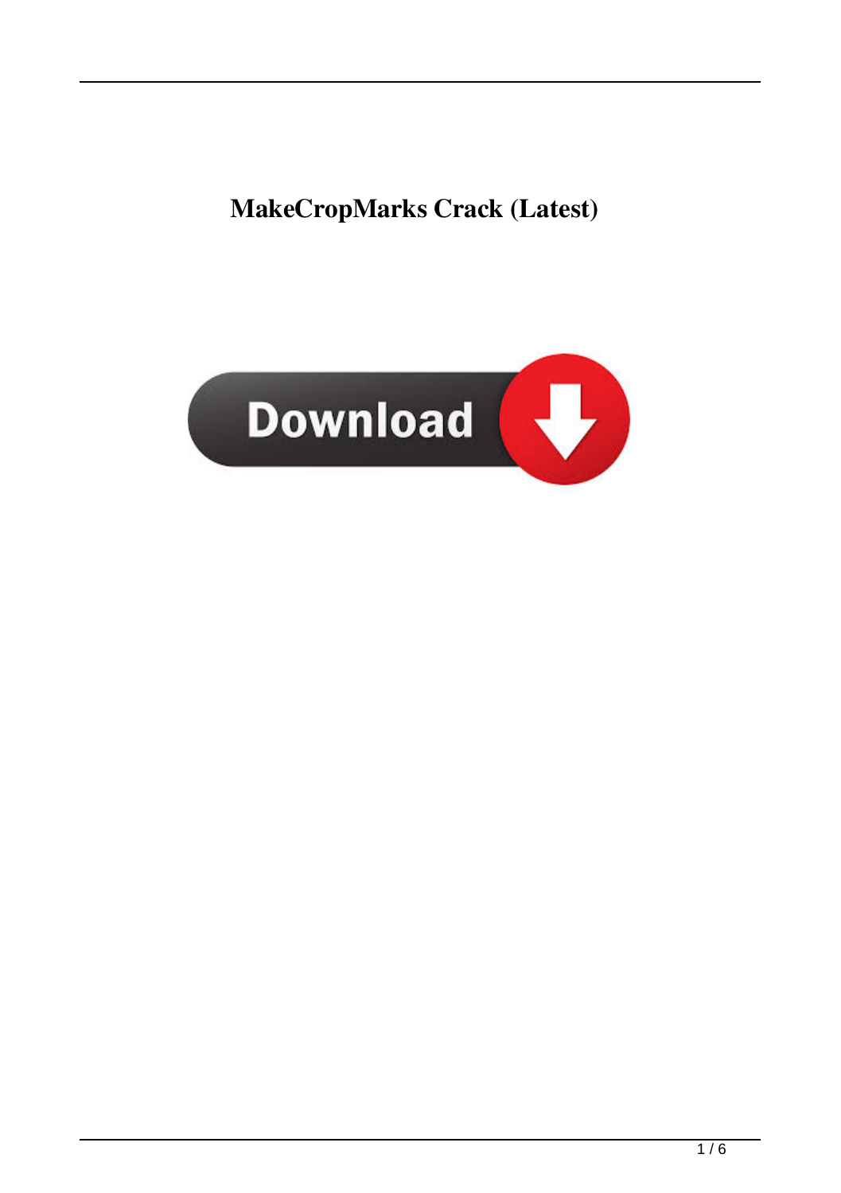# MakeCropMarks Crack (Latest)

Download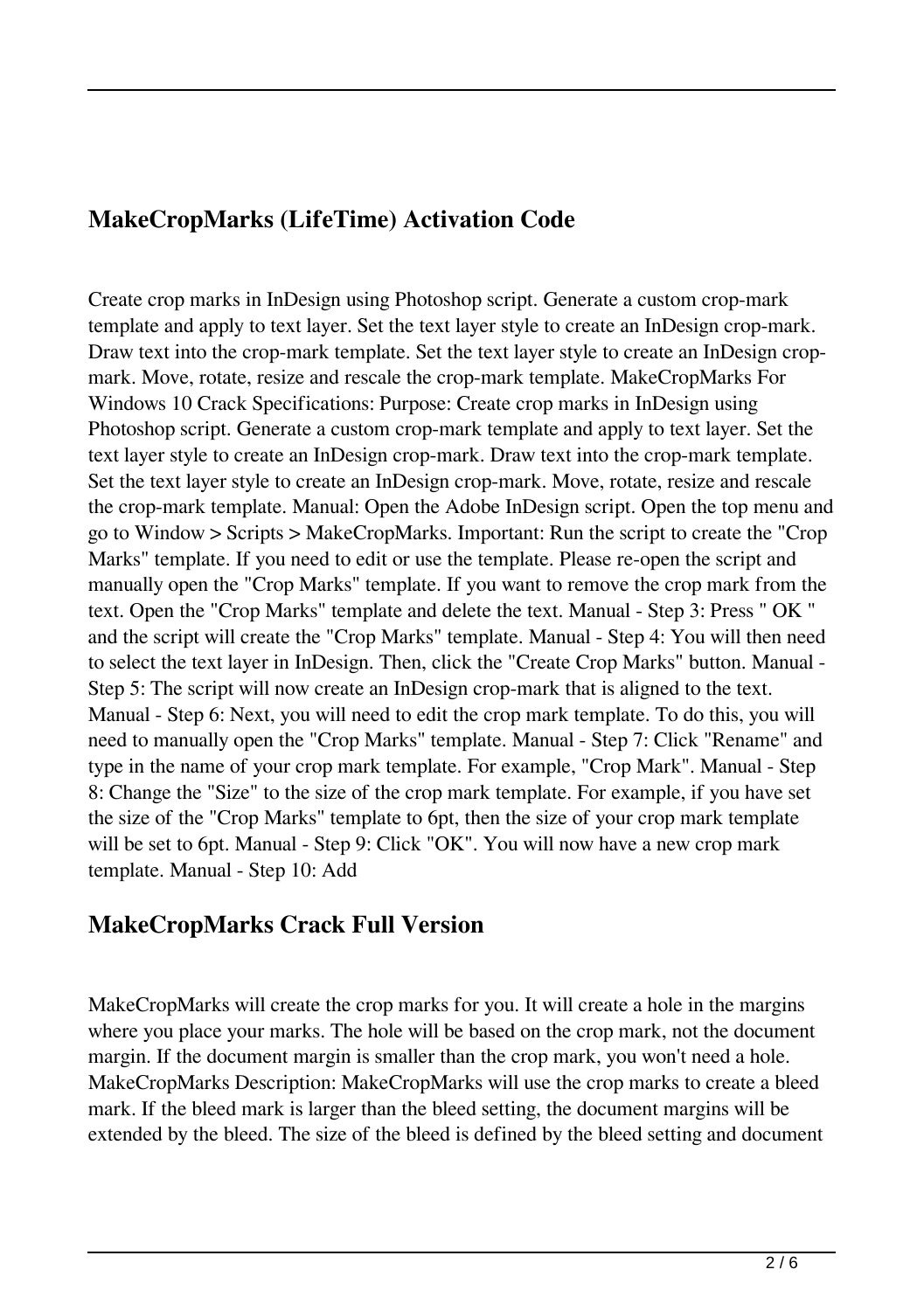## MakeCropMarks (LifeTime) Activation Code

Create crop marks in InDesign using Photoshop script. Generate a custom crop-mark template and apply to text layer. Set the text layer style to create an InDesign crop-mark. Draw text into the crop-mark template. Set the text layer style to create an InDesign crop-mark. Move, rotate, resize and rescale the crop-mark template. MakeCropMarks For Windows 10 Crack Specifications: Purpose: Create crop marks in InDesign using Photoshop script. Generate a custom crop-mark template and apply to text layer. Set the text layer style to create an InDesign crop-mark. Draw text into the crop-mark template. Set the text layer style to create an InDesign crop-mark. Move, rotate, resize and rescale the crop-mark template. Manual: Open the Adobe InDesign script. Open the top menu and go to Window > Scripts > MakeCropMarks. Important: Run the script to create the "Crop Marks" template. If you need to edit or use the template. Please re-open the script and manually open the "Crop Marks" template. If you want to remove the crop mark from the text. Open the "Crop Marks" template and delete the text. Manual - Step 3: Press " OK " and the script will create the "Crop Marks" template. Manual - Step 4: You will then need to select the text layer in InDesign. Then, click the "Create Crop Marks" button. Manual - Step 5: The script will now create an InDesign crop-mark that is aligned to the text. Manual - Step 6: Next, you will need to edit the crop mark template. To do this, you will need to manually open the "Crop Marks" template. Manual - Step 7: Click "Rename" and type in the name of your crop mark template. For example, "Crop Mark". Manual - Step 8: Change the "Size" to the size of the crop mark template. For example, if you have set the size of the "Crop Marks" template to 6pt, then the size of your crop mark template will be set to 6pt. Manual - Step 9: Click "OK". You will now have a new crop mark template. Manual - Step 10: Add

## MakeCropMarks Crack Full Version

MakeCropMarks will create the crop marks for you. It will create a hole in the margins where you place your marks. The hole will be based on the crop mark, not the document margin. If the document margin is smaller than the crop mark, you won't need a hole. MakeCropMarks Description: MakeCropMarks will use the crop marks to create a bleed mark. If the bleed mark is larger than the bleed setting, the document margins will be extended by the bleed. The size of the bleed is defined by the bleed setting and document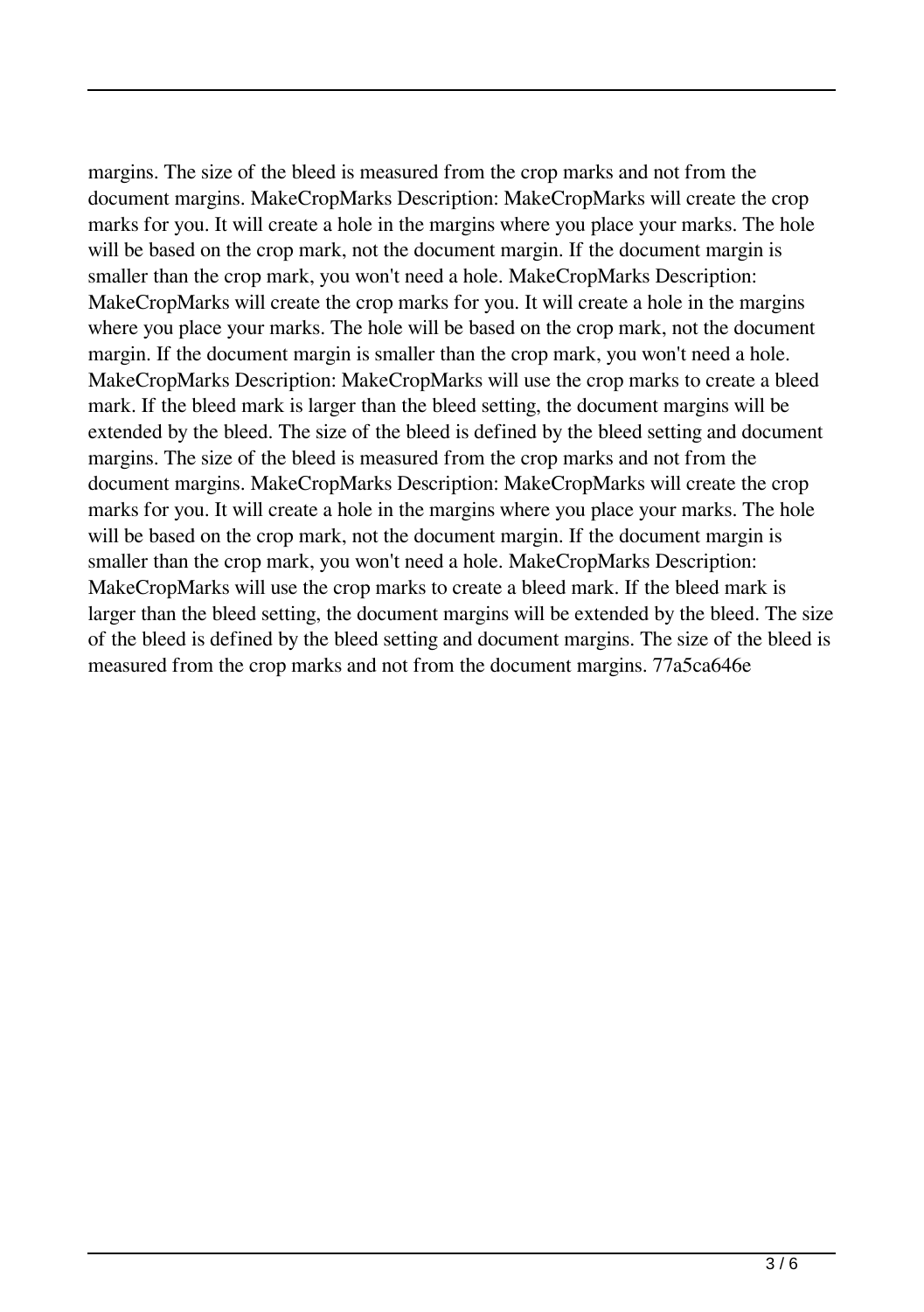margins. The size of the bleed is measured from the crop marks and not from the document margins. MakeCropMarks Description: MakeCropMarks will create the crop marks for you. It will create a hole in the margins where you place your marks. The hole will be based on the crop mark, not the document margin. If the document margin is smaller than the crop mark, you won't need a hole. MakeCropMarks Description: MakeCropMarks will create the crop marks for you. It will create a hole in the margins where you place your marks. The hole will be based on the crop mark, not the document margin. If the document margin is smaller than the crop mark, you won't need a hole. MakeCropMarks Description: MakeCropMarks will use the crop marks to create a bleed mark. If the bleed mark is larger than the bleed setting, the document margins will be extended by the bleed. The size of the bleed is defined by the bleed setting and document margins. The size of the bleed is measured from the crop marks and not from the document margins. MakeCropMarks Description: MakeCropMarks will create the crop marks for you. It will create a hole in the margins where you place your marks. The hole will be based on the crop mark, not the document margin. If the document margin is smaller than the crop mark, you won't need a hole. MakeCropMarks Description: MakeCropMarks will use the crop marks to create a bleed mark. If the bleed mark is larger than the bleed setting, the document margins will be extended by the bleed. The size of the bleed is defined by the bleed setting and document margins. The size of the bleed is measured from the crop marks and not from the document margins. 77a5ca646e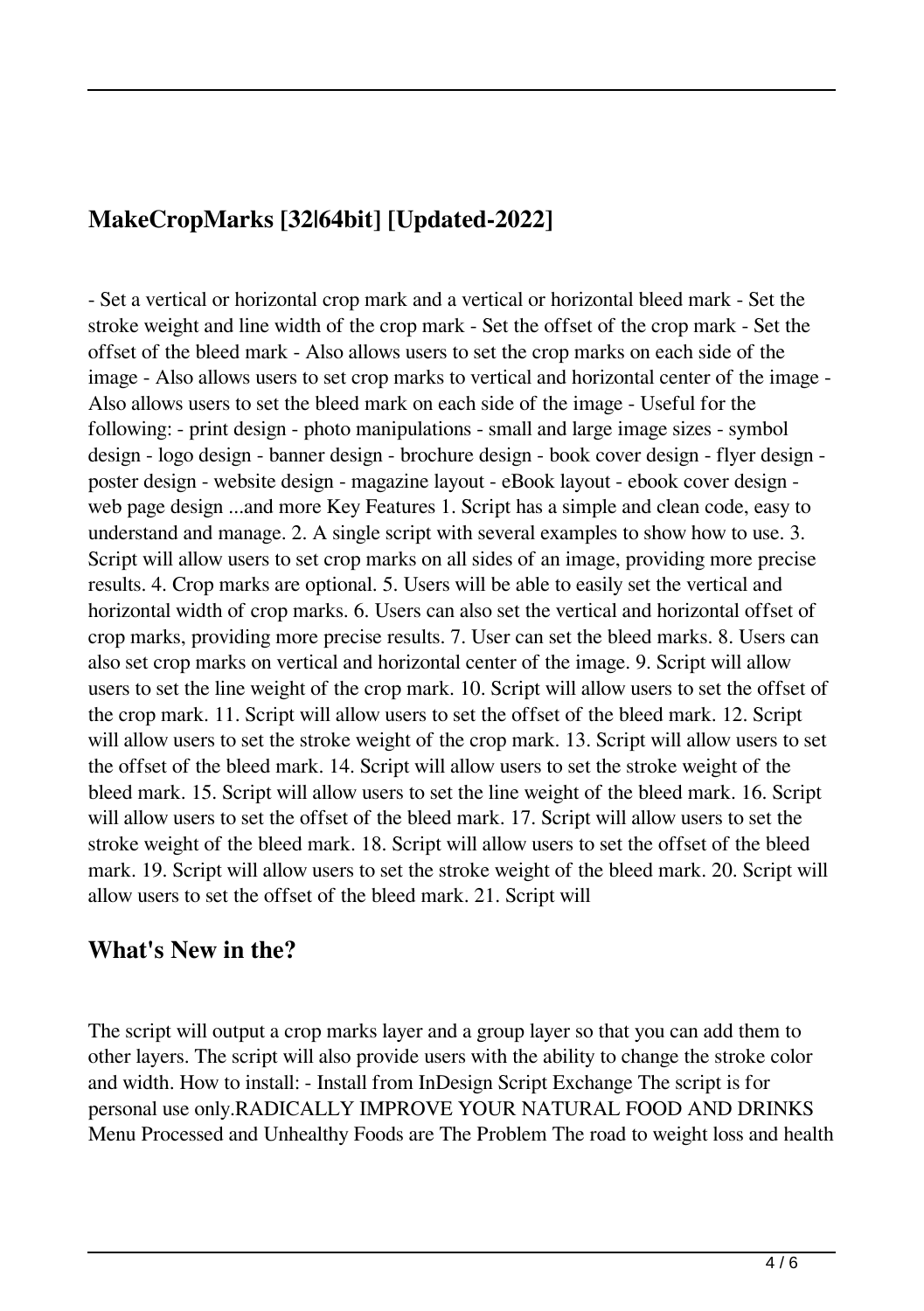## MakeCropMarks [32|64bit] [Updated-2022]

- Set a vertical or horizontal crop mark and a vertical or horizontal bleed mark - Set the stroke weight and line width of the crop mark - Set the offset of the crop mark - Set the offset of the bleed mark - Also allows users to set the crop marks on each side of the image - Also allows users to set crop marks to vertical and horizontal center of the image - Also allows users to set the bleed mark on each side of the image - Useful for the following: - print design - photo manipulations - small and large image sizes - symbol design - logo design - banner design - brochure design - book cover design - flyer design - poster design - website design - magazine layout - eBook layout - ebook cover design - web page design ...and more Key Features 1. Script has a simple and clean code, easy to understand and manage. 2. A single script with several examples to show how to use. 3. Script will allow users to set crop marks on all sides of an image, providing more precise results. 4. Crop marks are optional. 5. Users will be able to easily set the vertical and horizontal width of crop marks. 6. Users can also set the vertical and horizontal offset of crop marks, providing more precise results. 7. User can set the bleed marks. 8. Users can also set crop marks on vertical and horizontal center of the image. 9. Script will allow users to set the line weight of the crop mark. 10. Script will allow users to set the offset of the crop mark. 11. Script will allow users to set the offset of the bleed mark. 12. Script will allow users to set the stroke weight of the crop mark. 13. Script will allow users to set the offset of the bleed mark. 14. Script will allow users to set the stroke weight of the bleed mark. 15. Script will allow users to set the line weight of the bleed mark. 16. Script will allow users to set the offset of the bleed mark. 17. Script will allow users to set the stroke weight of the bleed mark. 18. Script will allow users to set the offset of the bleed mark. 19. Script will allow users to set the stroke weight of the bleed mark. 20. Script will allow users to set the offset of the bleed mark. 21. Script will

## What's New in the?

The script will output a crop marks layer and a group layer so that you can add them to other layers. The script will also provide users with the ability to change the stroke color and width. How to install: - Install from InDesign Script Exchange The script is for personal use only.RADICALLY IMPROVE YOUR NATURAL FOOD AND DRINKS Menu Processed and Unhealthy Foods are The Problem The road to weight loss and health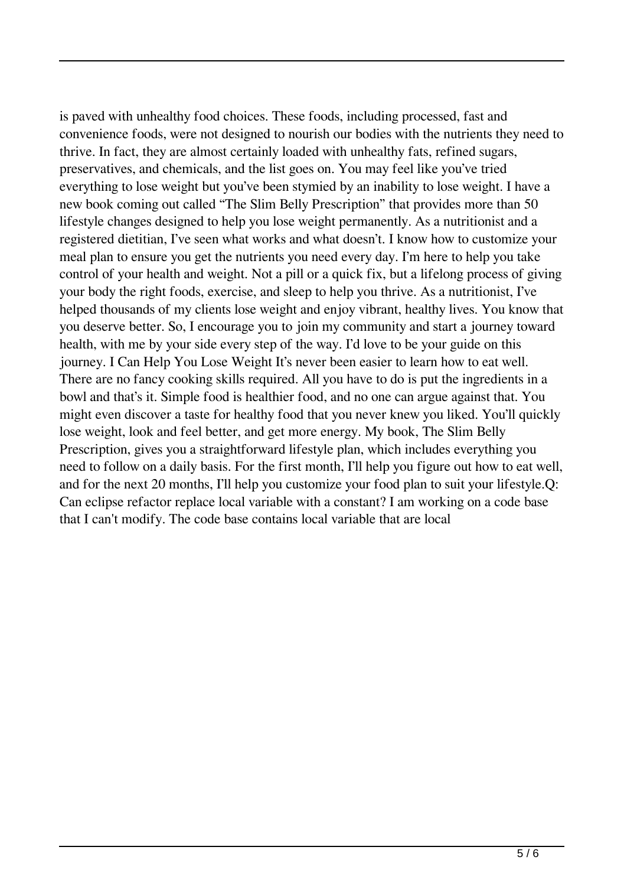is paved with unhealthy food choices. These foods, including processed, fast and convenience foods, were not designed to nourish our bodies with the nutrients they need to thrive. In fact, they are almost certainly loaded with unhealthy fats, refined sugars, preservatives, and chemicals, and the list goes on. You may feel like you've tried everything to lose weight but you've been stymied by an inability to lose weight. I have a new book coming out called "The Slim Belly Prescription" that provides more than 50 lifestyle changes designed to help you lose weight permanently. As a nutritionist and a registered dietitian, I've seen what works and what doesn't. I know how to customize your meal plan to ensure you get the nutrients you need every day. I'm here to help you take control of your health and weight. Not a pill or a quick fix, but a lifelong process of giving your body the right foods, exercise, and sleep to help you thrive. As a nutritionist, I've helped thousands of my clients lose weight and enjoy vibrant, healthy lives. You know that you deserve better. So, I encourage you to join my community and start a journey toward health, with me by your side every step of the way. I'd love to be your guide on this journey. I Can Help You Lose Weight It's never been easier to learn how to eat well. There are no fancy cooking skills required. All you have to do is put the ingredients in a bowl and that's it. Simple food is healthier food, and no one can argue against that. You might even discover a taste for healthy food that you never knew you liked. You'll quickly lose weight, look and feel better, and get more energy. My book, The Slim Belly Prescription, gives you a straightforward lifestyle plan, which includes everything you need to follow on a daily basis. For the first month, I'll help you figure out how to eat well, and for the next 20 months, I'll help you customize your food plan to suit your lifestyle.Q: Can eclipse refactor replace local variable with a constant? I am working on a code base that I can't modify. The code base contains local variable that are local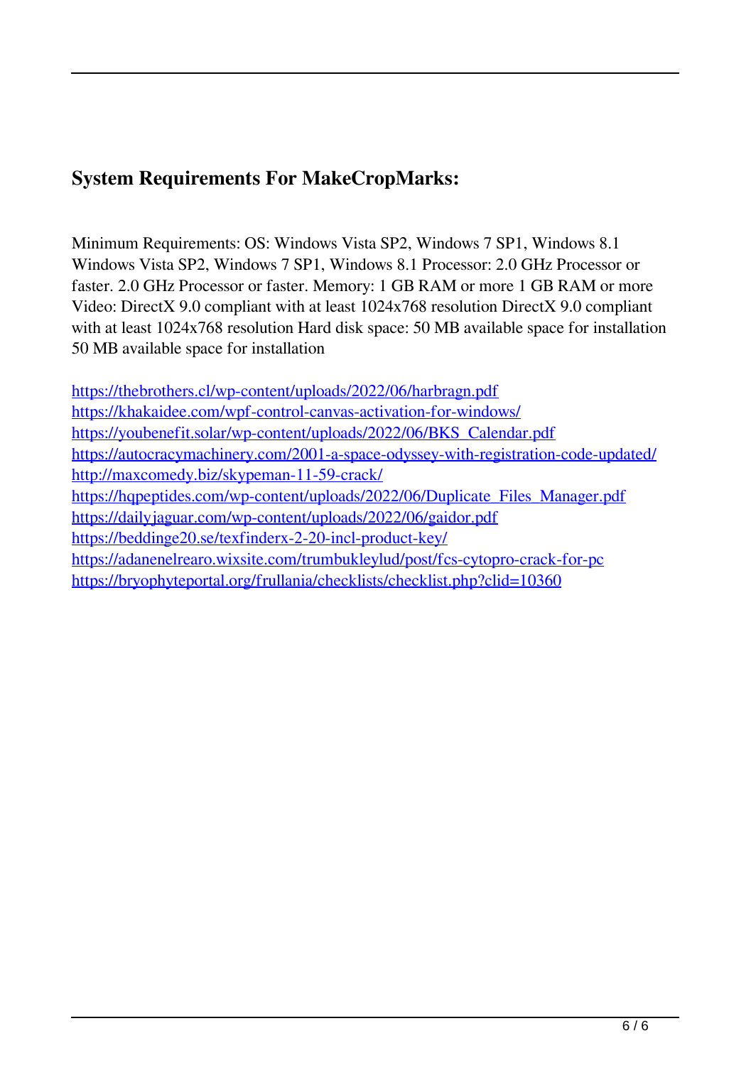## System Requirements For MakeCropMarks:

Minimum Requirements: OS: Windows Vista SP2, Windows 7 SP1, Windows 8.1 Windows Vista SP2, Windows 7 SP1, Windows 8.1 Processor: 2.0 GHz Processor or faster. 2.0 GHz Processor or faster. Memory: 1 GB RAM or more 1 GB RAM or more Video: DirectX 9.0 compliant with at least 1024x768 resolution DirectX 9.0 compliant with at least 1024x768 resolution Hard disk space: 50 MB available space for installation 50 MB available space for installation

https://thebrothers.cl/wp-content/uploads/2022/06/harbragn.pdf
https://khakaidee.com/wpf-control-canvas-activation-for-windows/
https://youbenefit.solar/wp-content/uploads/2022/06/BKS_Calendar.pdf
https://autocracymachinery.com/2001-a-space-odyssey-with-registration-code-updated/
http://maxcomedy.biz/skypeman-11-59-crack/
https://hqpeptides.com/wp-content/uploads/2022/06/Duplicate_Files_Manager.pdf
https://dailyjaguar.com/wp-content/uploads/2022/06/gaidor.pdf
https://beddinge20.se/texfinderx-2-20-incl-product-key/
https://adanenelrearo.wixsite.com/trumbukleylud/post/fcs-cytopro-crack-for-pc
https://bryophyteportal.org/frullania/checklists/checklist.php?clid=10360